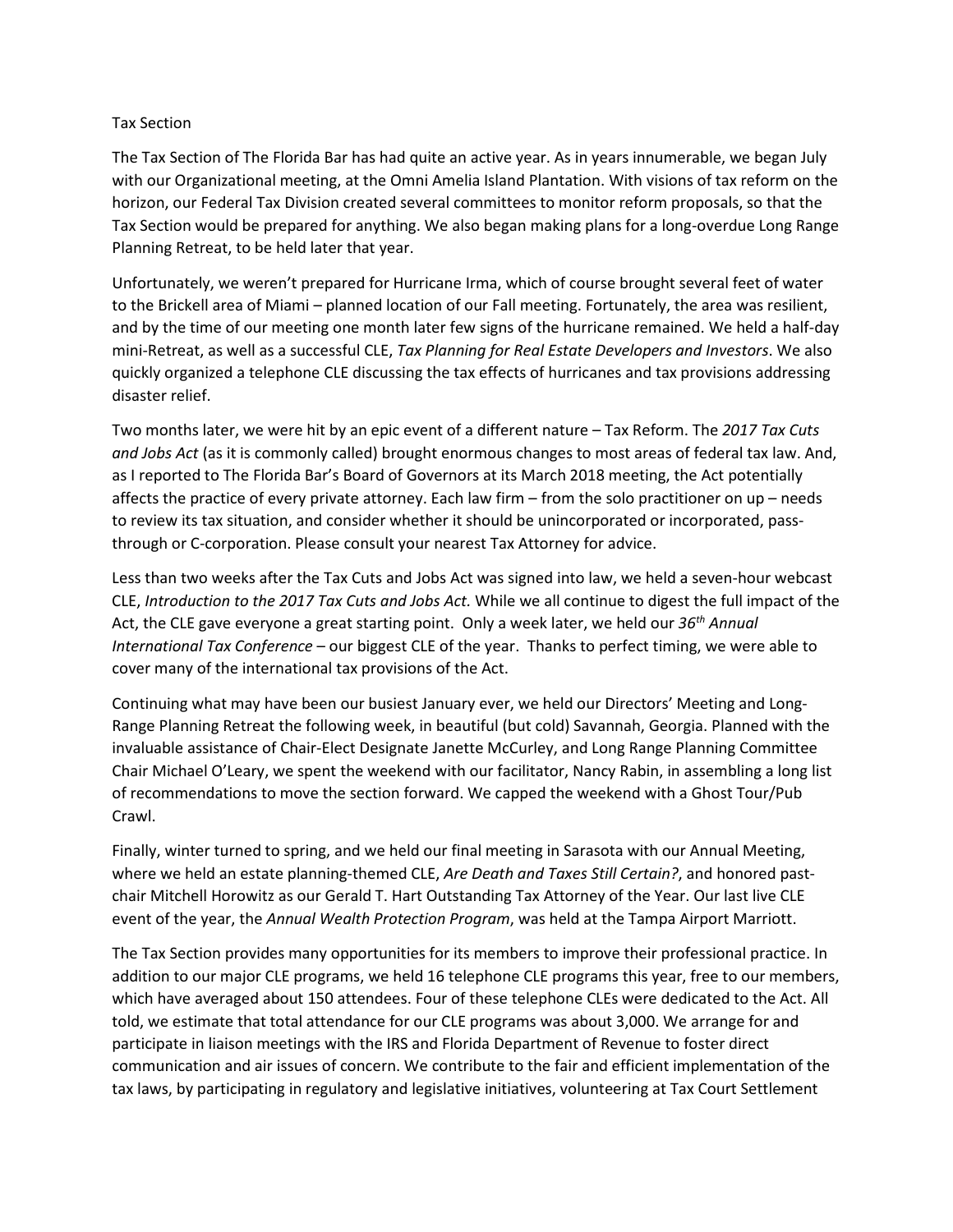Tax Section

The Tax Section of The Florida Bar has had quite an active year. As in years innumerable, we began July with our Organizational meeting, at the Omni Amelia Island Plantation. With visions of tax reform on the horizon, our Federal Tax Division created several committees to monitor reform proposals, so that the Tax Section would be prepared for anything. We also began making plans for a long-overdue Long Range Planning Retreat, to be held later that year.

Unfortunately, we weren't prepared for Hurricane Irma, which of course brought several feet of water to the Brickell area of Miami – planned location of our Fall meeting. Fortunately, the area was resilient, and by the time of our meeting one month later few signs of the hurricane remained. We held a half-day mini-Retreat, as well as a successful CLE, *Tax Planning for Real Estate Developers and Investors*. We also quickly organized a telephone CLE discussing the tax effects of hurricanes and tax provisions addressing disaster relief.

Two months later, we were hit by an epic event of a different nature – Tax Reform. The *2017 Tax Cuts and Jobs Act* (as it is commonly called) brought enormous changes to most areas of federal tax law. And, as I reported to The Florida Bar's Board of Governors at its March 2018 meeting, the Act potentially affects the practice of every private attorney. Each law firm – from the solo practitioner on up – needs to review its tax situation, and consider whether it should be unincorporated or incorporated, pass-through or C-corporation. Please consult your nearest Tax Attorney for advice.

Less than two weeks after the Tax Cuts and Jobs Act was signed into law, we held a seven-hour webcast CLE, *Introduction to the 2017 Tax Cuts and Jobs Act.* While we all continue to digest the full impact of the Act, the CLE gave everyone a great starting point. Only a week later, we held our *36th Annual International Tax Conference* – our biggest CLE of the year. Thanks to perfect timing, we were able to cover many of the international tax provisions of the Act.

Continuing what may have been our busiest January ever, we held our Directors' Meeting and Long-Range Planning Retreat the following week, in beautiful (but cold) Savannah, Georgia. Planned with the invaluable assistance of Chair-Elect Designate Janette McCurley, and Long Range Planning Committee Chair Michael O'Leary, we spent the weekend with our facilitator, Nancy Rabin, in assembling a long list of recommendations to move the section forward. We capped the weekend with a Ghost Tour/Pub Crawl.

Finally, winter turned to spring, and we held our final meeting in Sarasota with our Annual Meeting, where we held an estate planning-themed CLE, *Are Death and Taxes Still Certain?*, and honored past-chair Mitchell Horowitz as our Gerald T. Hart Outstanding Tax Attorney of the Year. Our last live CLE event of the year, the *Annual Wealth Protection Program*, was held at the Tampa Airport Marriott.

The Tax Section provides many opportunities for its members to improve their professional practice. In addition to our major CLE programs, we held 16 telephone CLE programs this year, free to our members, which have averaged about 150 attendees. Four of these telephone CLEs were dedicated to the Act. All told, we estimate that total attendance for our CLE programs was about 3,000. We arrange for and participate in liaison meetings with the IRS and Florida Department of Revenue to foster direct communication and air issues of concern. We contribute to the fair and efficient implementation of the tax laws, by participating in regulatory and legislative initiatives, volunteering at Tax Court Settlement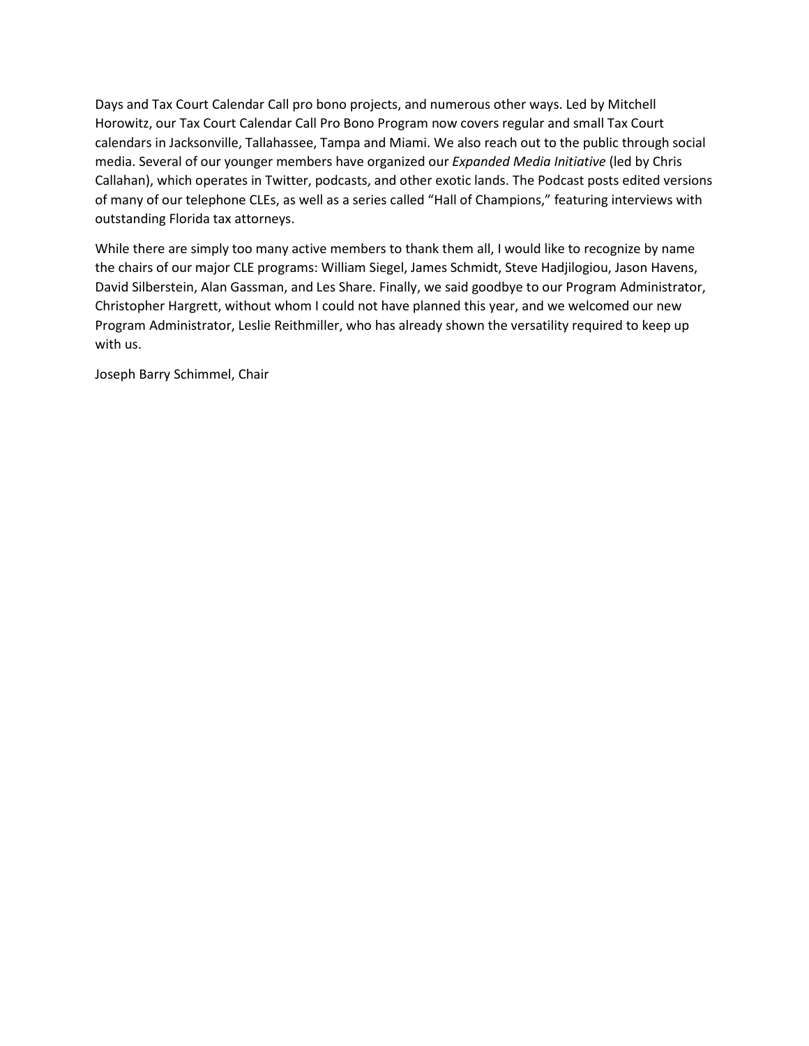Days and Tax Court Calendar Call pro bono projects, and numerous other ways. Led by Mitchell Horowitz, our Tax Court Calendar Call Pro Bono Program now covers regular and small Tax Court calendars in Jacksonville, Tallahassee, Tampa and Miami. We also reach out to the public through social media. Several of our younger members have organized our *Expanded Media Initiative* (led by Chris Callahan), which operates in Twitter, podcasts, and other exotic lands. The Podcast posts edited versions of many of our telephone CLEs, as well as a series called "Hall of Champions," featuring interviews with outstanding Florida tax attorneys.

While there are simply too many active members to thank them all, I would like to recognize by name the chairs of our major CLE programs: William Siegel, James Schmidt, Steve Hadjilogiou, Jason Havens, David Silberstein, Alan Gassman, and Les Share. Finally, we said goodbye to our Program Administrator, Christopher Hargrett, without whom I could not have planned this year, and we welcomed our new Program Administrator, Leslie Reithmiller, who has already shown the versatility required to keep up with us.

Joseph Barry Schimmel, Chair